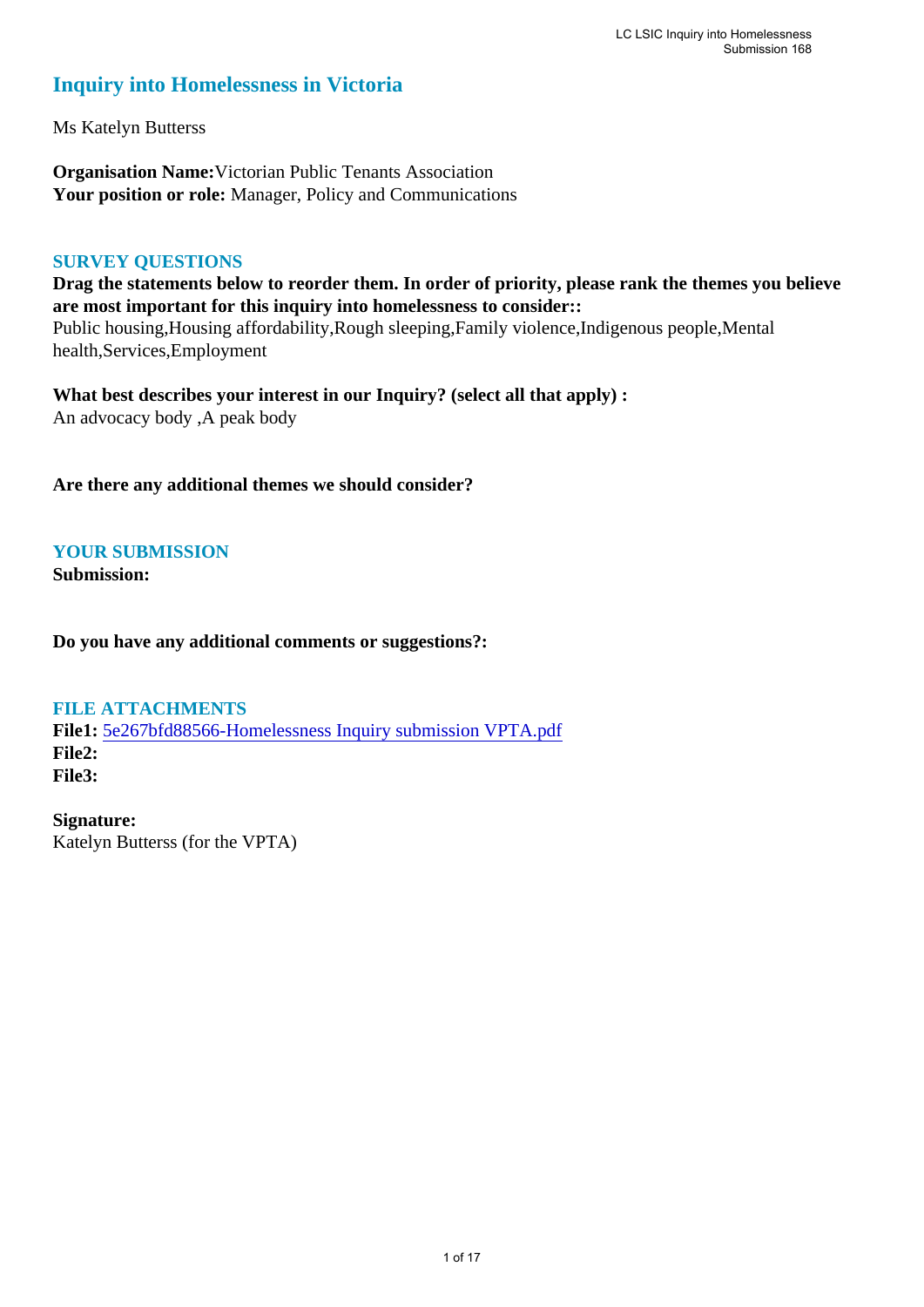# Inquiry into Homelessness in Victoria

Ms Katelyn Butterss

**Organisation Name:** Victorian Public Tenants Association
**Your position or role:** Manager, Policy and Communications

## SURVEY QUESTIONS

**Drag the statements below to reorder them. In order of priority, please rank the themes you believe are most important for this inquiry into homelessness to consider::**
Public housing,Housing affordability,Rough sleeping,Family violence,Indigenous people,Mental health,Services,Employment

**What best describes your interest in our Inquiry? (select all that apply) :**
An advocacy body ,A peak body

**Are there any additional themes we should consider?**

## YOUR SUBMISSION

**Submission:**

**Do you have any additional comments or suggestions?:**

## FILE ATTACHMENTS

**File1:** 5e267bfd88566-Homelessness Inquiry submission VPTA.pdf
**File2:**
**File3:**

**Signature:**
Katelyn Butterss (for the VPTA)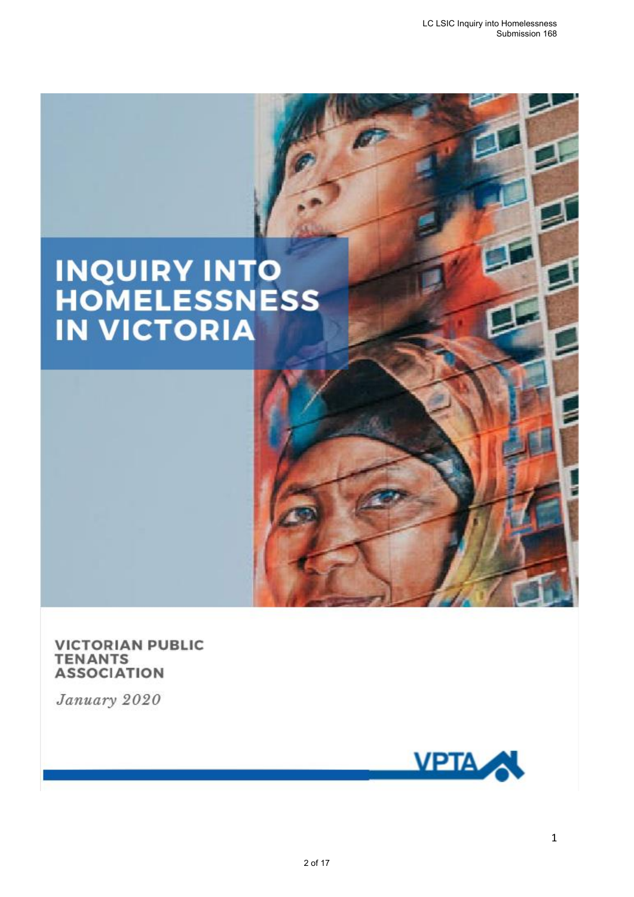# INQUIRY INTO HOMELESSNESS IN VICTORIA

**VICTORIAN PUBLIC TENANTS ASSOCIATION**

*January 2020*

VPTA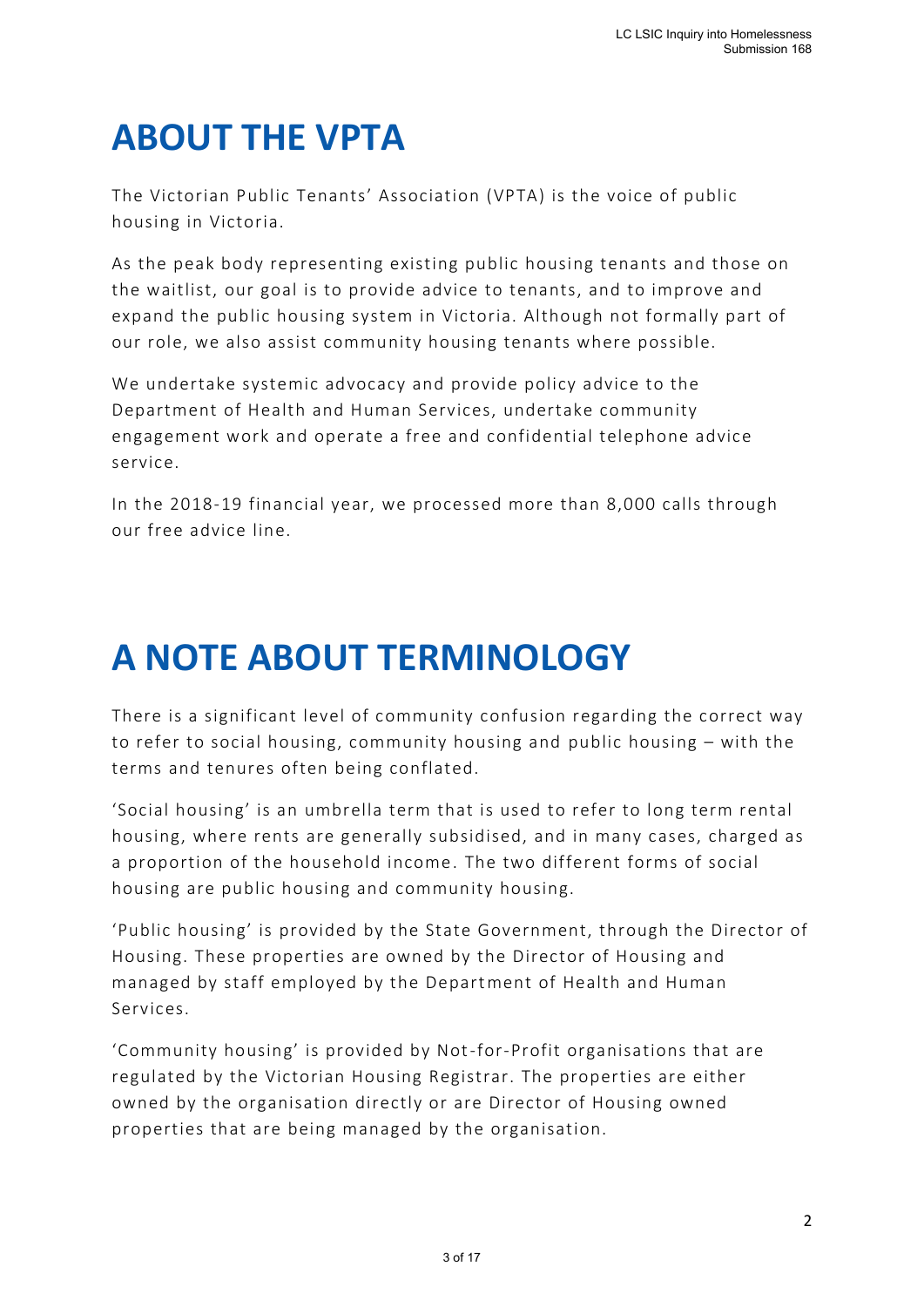# ABOUT THE VPTA

The Victorian Public Tenants' Association (VPTA) is the voice of public housing in Victoria.

As the peak body representing existing public housing tenants and those on the waitlist, our goal is to provide advice to tenants, and to improve and expand the public housing system in Victoria. Although not formally part of our role, we also assist community housing tenants where possible.

We undertake systemic advocacy and provide policy advice to the Department of Health and Human Services, undertake community engagement work and operate a free and confidential telephone advice service.

In the 2018-19 financial year, we processed more than 8,000 calls through our free advice line.

# A NOTE ABOUT TERMINOLOGY

There is a significant level of community confusion regarding the correct way to refer to social housing, community housing and public housing – with the terms and tenures often being conflated.

'Social housing' is an umbrella term that is used to refer to long term rental housing, where rents are generally subsidised, and in many cases, charged as a proportion of the household income. The two different forms of social housing are public housing and community housing.

'Public housing' is provided by the State Government, through the Director of Housing. These properties are owned by the Director of Housing and managed by staff employed by the Department of Health and Human Services.

'Community housing' is provided by Not-for-Profit organisations that are regulated by the Victorian Housing Registrar. The properties are either owned by the organisation directly or are Director of Housing owned properties that are being managed by the organisation.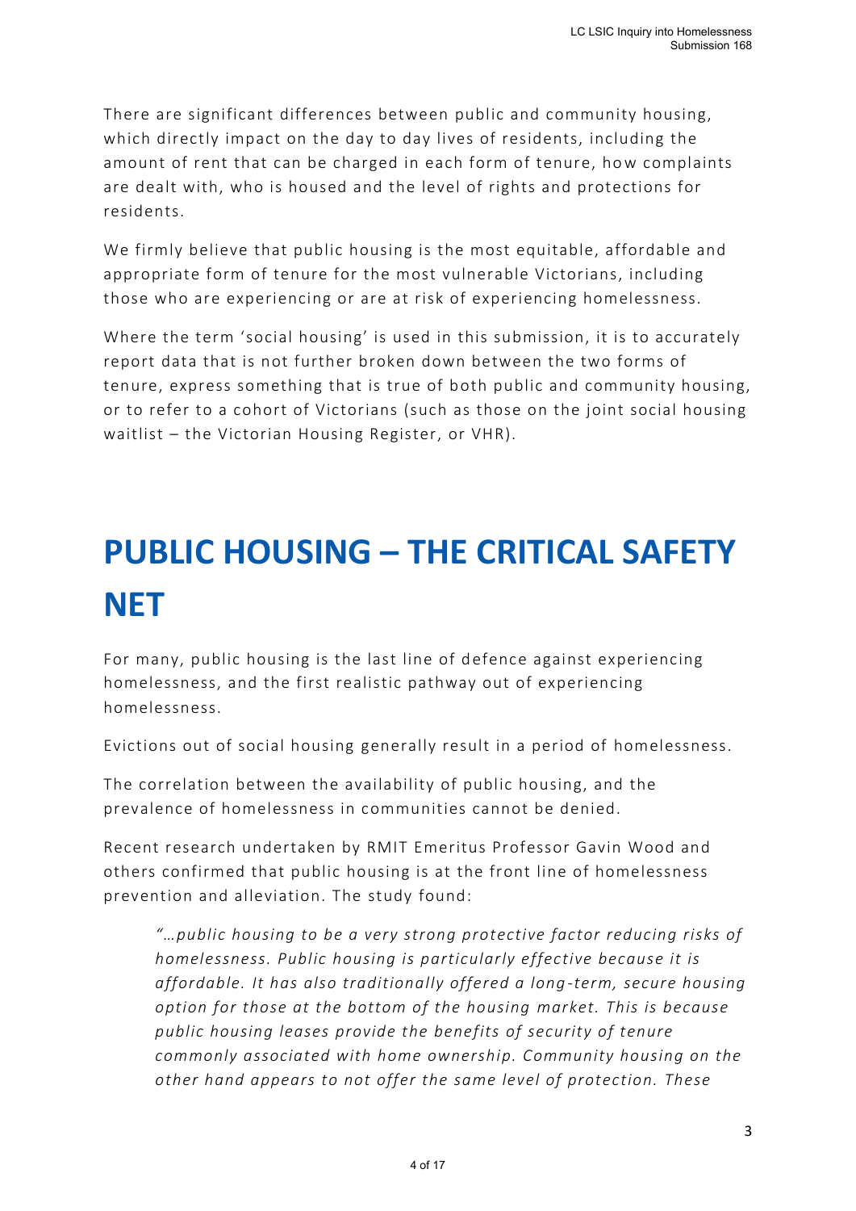There are significant differences between public and community housing, which directly impact on the day to day lives of residents, including the amount of rent that can be charged in each form of tenure, how complaints are dealt with, who is housed and the level of rights and protections for residents.

We firmly believe that public housing is the most equitable, affordable and appropriate form of tenure for the most vulnerable Victorians, including those who are experiencing or are at risk of experiencing homelessness.

Where the term 'social housing' is used in this submission, it is to accurately report data that is not further broken down between the two forms of tenure, express something that is true of both public and community housing, or to refer to a cohort of Victorians (such as those on the joint social housing waitlist – the Victorian Housing Register, or VHR).

# PUBLIC HOUSING – THE CRITICAL SAFETY NET

For many, public housing is the last line of defence against experiencing homelessness, and the first realistic pathway out of experiencing homelessness.

Evictions out of social housing generally result in a period of homelessness.

The correlation between the availability of public housing, and the prevalence of homelessness in communities cannot be denied.

Recent research undertaken by RMIT Emeritus Professor Gavin Wood and others confirmed that public housing is at the front line of homelessness prevention and alleviation. The study found:

> *"…public housing to be a very strong protective factor reducing risks of homelessness. Public housing is particularly effective because it is affordable. It has also traditionally offered a long-term, secure housing option for those at the bottom of the housing market. This is because public housing leases provide the benefits of security of tenure commonly associated with home ownership. Community housing on the other hand appears to not offer the same level of protection. These*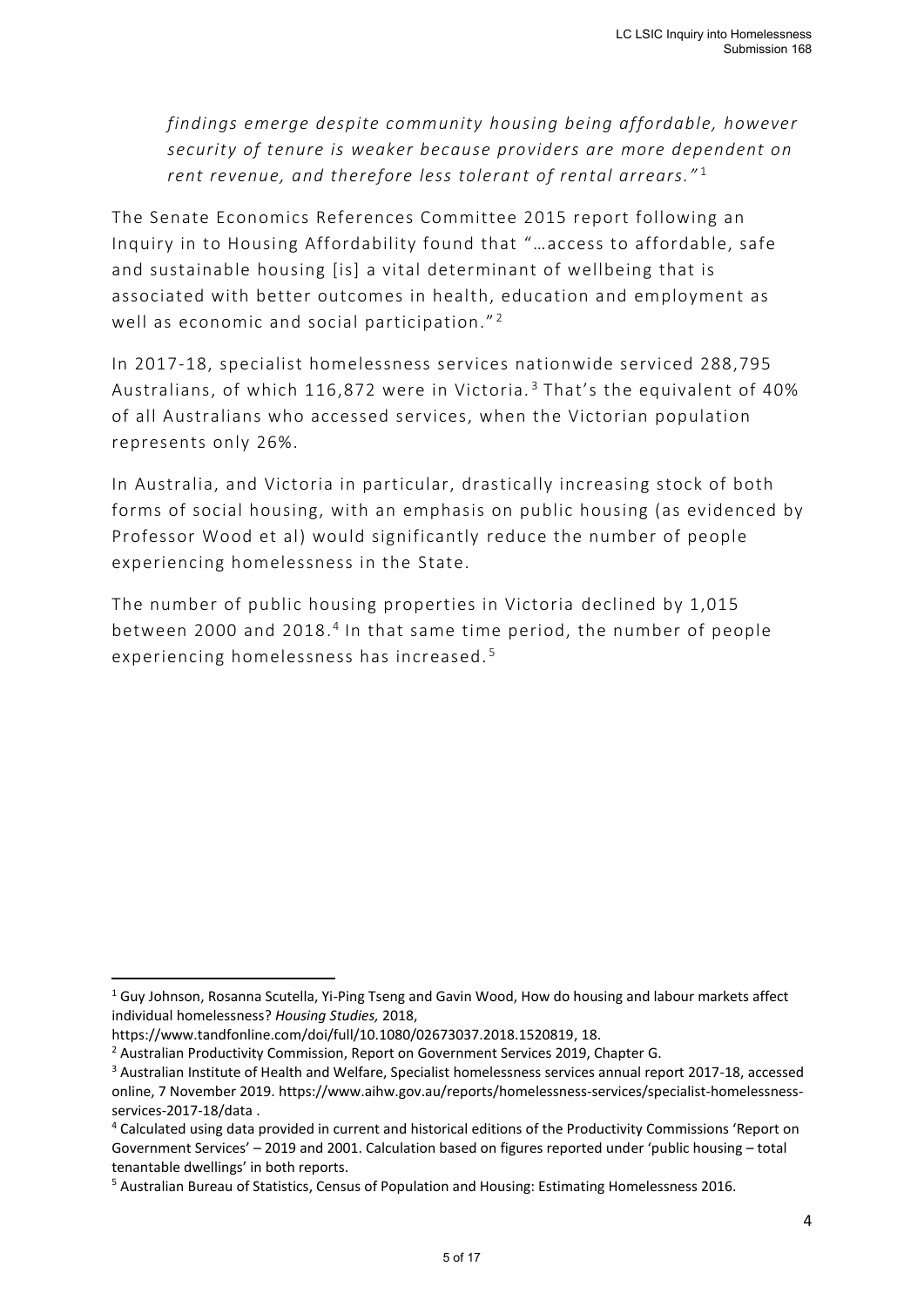*findings emerge despite community housing being affordable, however security of tenure is weaker because providers are more dependent on rent revenue, and therefore less tolerant of rental arrears."*[1]

The Senate Economics References Committee 2015 report following an Inquiry in to Housing Affordability found that "…access to affordable, safe and sustainable housing [is] a vital determinant of wellbeing that is associated with better outcomes in health, education and employment as well as economic and social participation."[2]

In 2017-18, specialist homelessness services nationwide serviced 288,795 Australians, of which 116,872 were in Victoria.[3] That's the equivalent of 40% of all Australians who accessed services, when the Victorian population represents only 26%.

In Australia, and Victoria in particular, drastically increasing stock of both forms of social housing, with an emphasis on public housing (as evidenced by Professor Wood et al) would significantly reduce the number of people experiencing homelessness in the State.

The number of public housing properties in Victoria declined by 1,015 between 2000 and 2018.[4] In that same time period, the number of people experiencing homelessness has increased.[5]

---

[1] Guy Johnson, Rosanna Scutella, Yi-Ping Tseng and Gavin Wood, How do housing and labour markets affect individual homelessness? *Housing Studies,* 2018, https://www.tandfonline.com/doi/full/10.1080/02673037.2018.1520819, 18.

[2] Australian Productivity Commission, Report on Government Services 2019, Chapter G.

[3] Australian Institute of Health and Welfare, Specialist homelessness services annual report 2017-18, accessed online, 7 November 2019. https://www.aihw.gov.au/reports/homelessness-services/specialist-homelessness-services-2017-18/data .

[4] Calculated using data provided in current and historical editions of the Productivity Commissions 'Report on Government Services' – 2019 and 2001. Calculation based on figures reported under 'public housing – total tenantable dwellings' in both reports.

[5] Australian Bureau of Statistics, Census of Population and Housing: Estimating Homelessness 2016.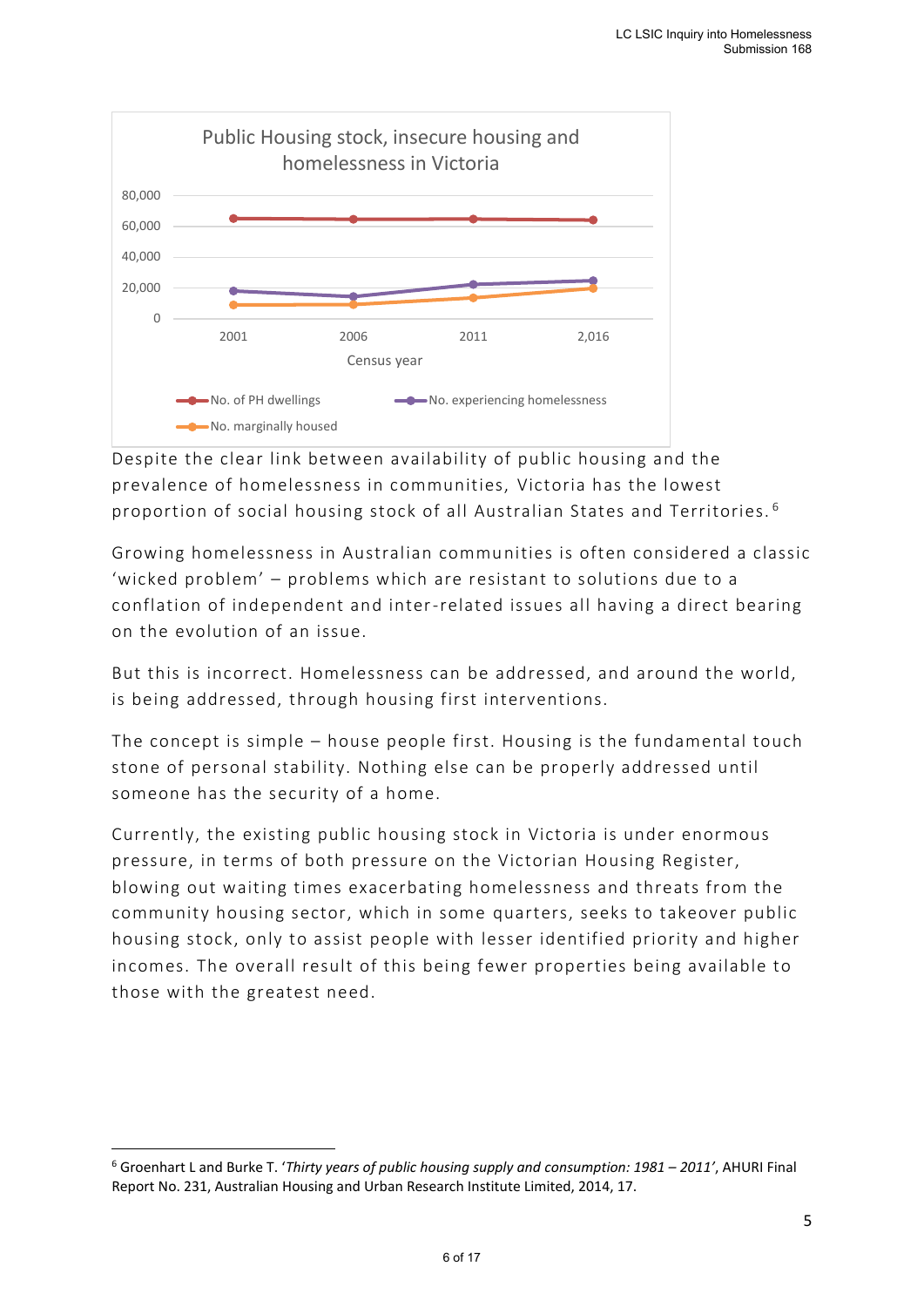Public Housing stock, insecure housing and homelessness in Victoria

Despite the clear link between availability of public housing and the prevalence of homelessness in communities, Victoria has the lowest proportion of social housing stock of all Australian States and Territories.[6]

Growing homelessness in Australian communities is often considered a classic 'wicked problem' – problems which are resistant to solutions due to a conflation of independent and inter-related issues all having a direct bearing on the evolution of an issue.

But this is incorrect. Homelessness can be addressed, and around the world, is being addressed, through housing first interventions.

The concept is simple – house people first. Housing is the fundamental touch stone of personal stability. Nothing else can be properly addressed until someone has the security of a home.

Currently, the existing public housing stock in Victoria is under enormous pressure, in terms of both pressure on the Victorian Housing Register, blowing out waiting times exacerbating homelessness and threats from the community housing sector, which in some quarters, seeks to takeover public housing stock, only to assist people with lesser identified priority and higher incomes. The overall result of this being fewer properties being available to those with the greatest need.

---

[6] Groenhart L and Burke T. '*Thirty years of public housing supply and consumption: 1981 – 2011*', AHURI Final Report No. 231, Australian Housing and Urban Research Institute Limited, 2014, 17.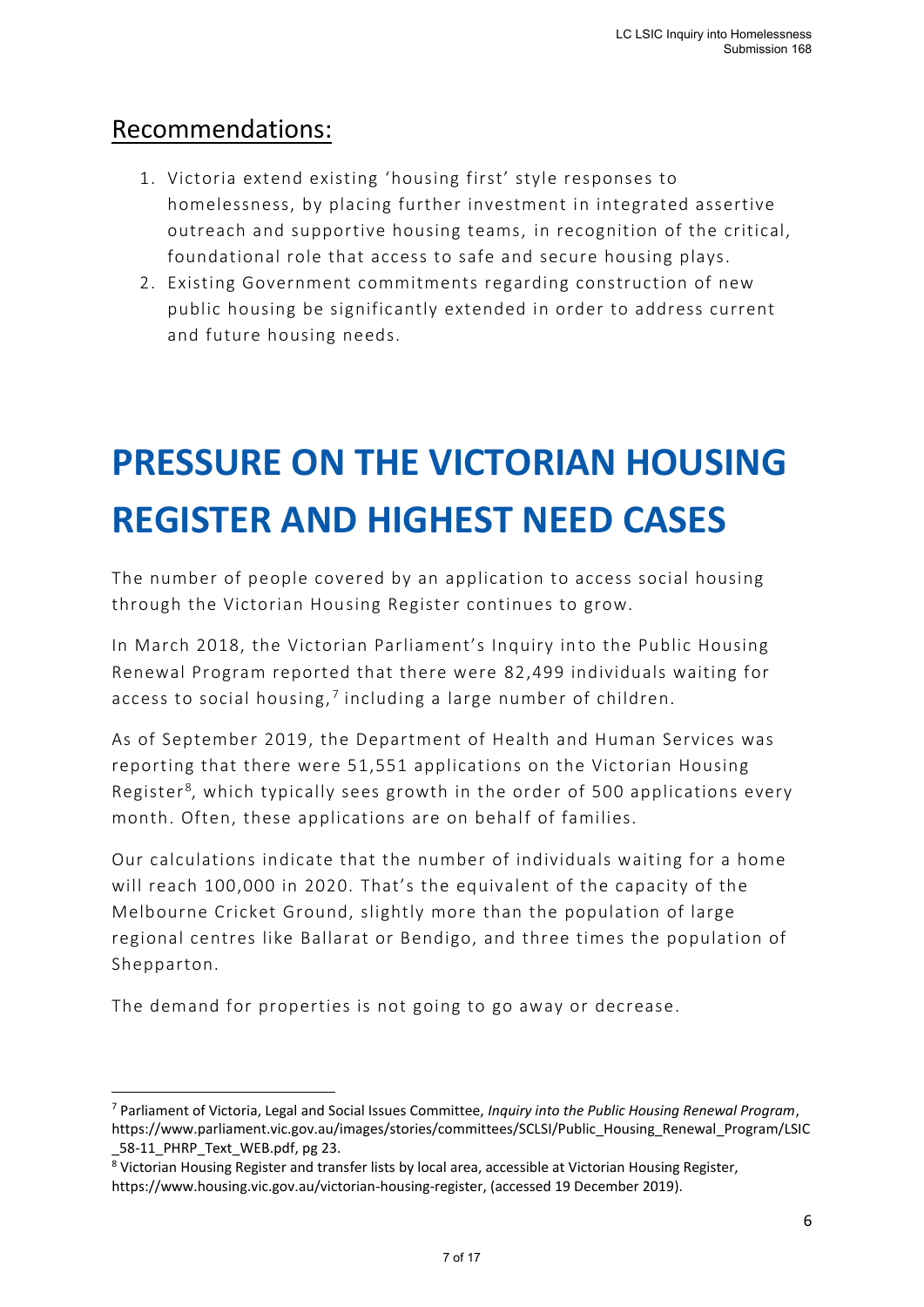## Recommendations:

1. Victoria extend existing 'housing first' style responses to homelessness, by placing further investment in integrated assertive outreach and supportive housing teams, in recognition of the critical, foundational role that access to safe and secure housing plays.
2. Existing Government commitments regarding construction of new public housing be significantly extended in order to address current and future housing needs.

# PRESSURE ON THE VICTORIAN HOUSING REGISTER AND HIGHEST NEED CASES

The number of people covered by an application to access social housing through the Victorian Housing Register continues to grow.

In March 2018, the Victorian Parliament's Inquiry into the Public Housing Renewal Program reported that there were 82,499 individuals waiting for access to social housing,[7] including a large number of children.

As of September 2019, the Department of Health and Human Services was reporting that there were 51,551 applications on the Victorian Housing Register[8], which typically sees growth in the order of 500 applications every month. Often, these applications are on behalf of families.

Our calculations indicate that the number of individuals waiting for a home will reach 100,000 in 2020. That's the equivalent of the capacity of the Melbourne Cricket Ground, slightly more than the population of large regional centres like Ballarat or Bendigo, and three times the population of Shepparton.

The demand for properties is not going to go away or decrease.

---

[7] Parliament of Victoria, Legal and Social Issues Committee, *Inquiry into the Public Housing Renewal Program*, https://www.parliament.vic.gov.au/images/stories/committees/SCLSI/Public_Housing_Renewal_Program/LSIC_58-11_PHRP_Text_WEB.pdf, pg 23.

[8] Victorian Housing Register and transfer lists by local area, accessible at Victorian Housing Register, https://www.housing.vic.gov.au/victorian-housing-register, (accessed 19 December 2019).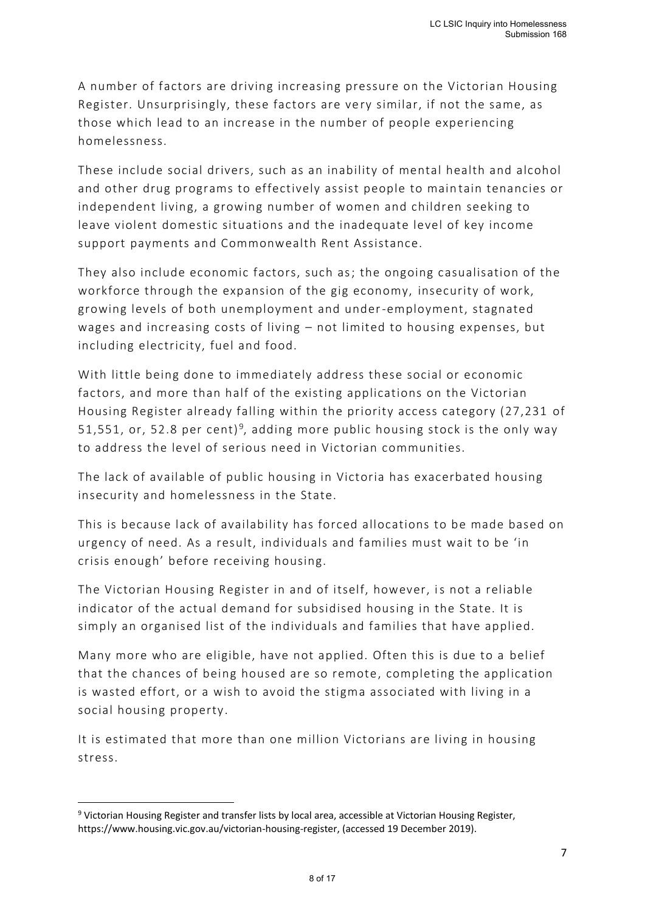A number of factors are driving increasing pressure on the Victorian Housing Register. Unsurprisingly, these factors are very similar, if not the same, as those which lead to an increase in the number of people experiencing homelessness.

These include social drivers, such as an inability of mental health and alcohol and other drug programs to effectively assist people to maintain tenancies or independent living, a growing number of women and children seeking to leave violent domestic situations and the inadequate level of key income support payments and Commonwealth Rent Assistance.

They also include economic factors, such as; the ongoing casualisation of the workforce through the expansion of the gig economy, insecurity of work, growing levels of both unemployment and under-employment, stagnated wages and increasing costs of living – not limited to housing expenses, but including electricity, fuel and food.

With little being done to immediately address these social or economic factors, and more than half of the existing applications on the Victorian Housing Register already falling within the priority access category (27,231 of 51,551, or, 52.8 per cent)[9], adding more public housing stock is the only way to address the level of serious need in Victorian communities.

The lack of available of public housing in Victoria has exacerbated housing insecurity and homelessness in the State.

This is because lack of availability has forced allocations to be made based on urgency of need. As a result, individuals and families must wait to be 'in crisis enough' before receiving housing.

The Victorian Housing Register in and of itself, however, is not a reliable indicator of the actual demand for subsidised housing in the State. It is simply an organised list of the individuals and families that have applied.

Many more who are eligible, have not applied. Often this is due to a belief that the chances of being housed are so remote, completing the application is wasted effort, or a wish to avoid the stigma associated with living in a social housing property.

It is estimated that more than one million Victorians are living in housing stress.

---

[9] Victorian Housing Register and transfer lists by local area, accessible at Victorian Housing Register, https://www.housing.vic.gov.au/victorian-housing-register, (accessed 19 December 2019).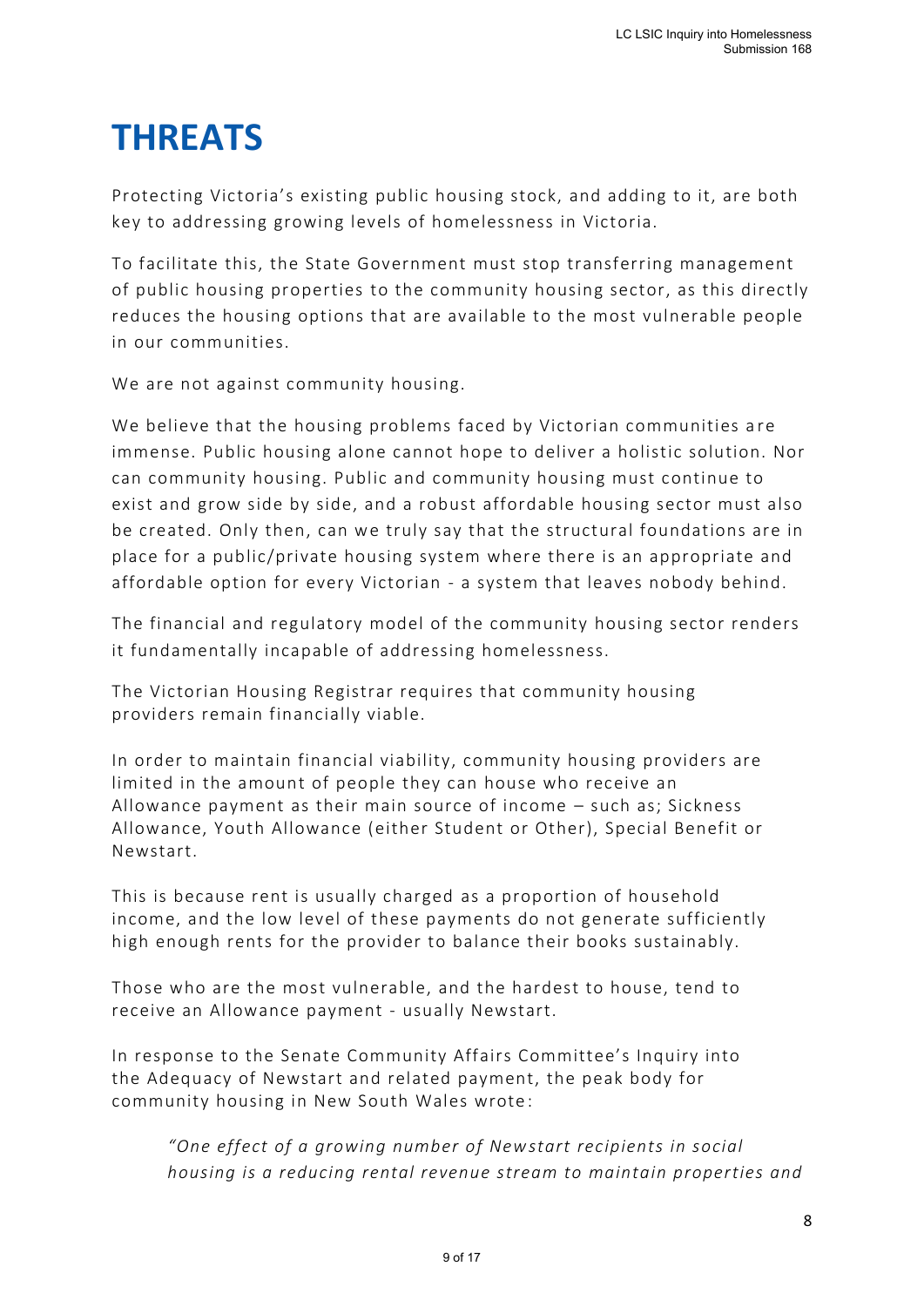# THREATS

Protecting Victoria's existing public housing stock, and adding to it, are both key to addressing growing levels of homelessness in Victoria.

To facilitate this, the State Government must stop transferring management of public housing properties to the community housing sector, as this directly reduces the housing options that are available to the most vulnerable people in our communities.

We are not against community housing.

We believe that the housing problems faced by Victorian communities are immense. Public housing alone cannot hope to deliver a holistic solution. Nor can community housing. Public and community housing must continue to exist and grow side by side, and a robust affordable housing sector must also be created. Only then, can we truly say that the structural foundations are in place for a public/private housing system where there is an appropriate and affordable option for every Victorian - a system that leaves nobody behind.

The financial and regulatory model of the community housing sector renders it fundamentally incapable of addressing homelessness.

The Victorian Housing Registrar requires that community housing providers remain financially viable.

In order to maintain financial viability, community housing providers are limited in the amount of people they can house who receive an Allowance payment as their main source of income – such as; Sickness Allowance, Youth Allowance (either Student or Other), Special Benefit or Newstart.

This is because rent is usually charged as a proportion of household income, and the low level of these payments do not generate sufficiently high enough rents for the provider to balance their books sustainably.

Those who are the most vulnerable, and the hardest to house, tend to receive an Allowance payment - usually Newstart.

In response to the Senate Community Affairs Committee's Inquiry into the Adequacy of Newstart and related payment, the peak body for community housing in New South Wales wrote:

> *"One effect of a growing number of Newstart recipients in social housing is a reducing rental revenue stream to maintain properties and*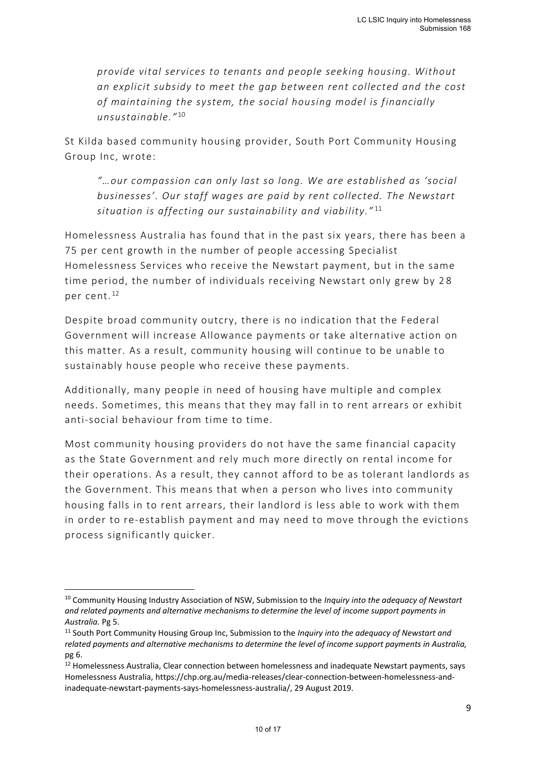> *provide vital services to tenants and people seeking housing. Without an explicit subsidy to meet the gap between rent collected and the cost of maintaining the system, the social housing model is financially unsustainable."*[10]

St Kilda based community housing provider, South Port Community Housing Group Inc, wrote:

> *"…our compassion can only last so long. We are established as 'social businesses'. Our staff wages are paid by rent collected. The Newstart situation is affecting our sustainability and viability."*[11]

Homelessness Australia has found that in the past six years, there has been a 75 per cent growth in the number of people accessing Specialist Homelessness Services who receive the Newstart payment, but in the same time period, the number of individuals receiving Newstart only grew by 28 per cent.[12]

Despite broad community outcry, there is no indication that the Federal Government will increase Allowance payments or take alternative action on this matter. As a result, community housing will continue to be unable to sustainably house people who receive these payments.

Additionally, many people in need of housing have multiple and complex needs. Sometimes, this means that they may fall in to rent arrears or exhibit anti-social behaviour from time to time.

Most community housing providers do not have the same financial capacity as the State Government and rely much more directly on rental income for their operations. As a result, they cannot afford to be as tolerant landlords as the Government. This means that when a person who lives into community housing falls in to rent arrears, their landlord is less able to work with them in order to re-establish payment and may need to move through the evictions process significantly quicker.

---

[10] Community Housing Industry Association of NSW, Submission to the *Inquiry into the adequacy of Newstart and related payments and alternative mechanisms to determine the level of income support payments in Australia.* Pg 5.

[11] South Port Community Housing Group Inc, Submission to the *Inquiry into the adequacy of Newstart and related payments and alternative mechanisms to determine the level of income support payments in Australia,* pg 6.

[12] Homelessness Australia, Clear connection between homelessness and inadequate Newstart payments, says Homelessness Australia, https://chp.org.au/media-releases/clear-connection-between-homelessness-and-inadequate-newstart-payments-says-homelessness-australia/, 29 August 2019.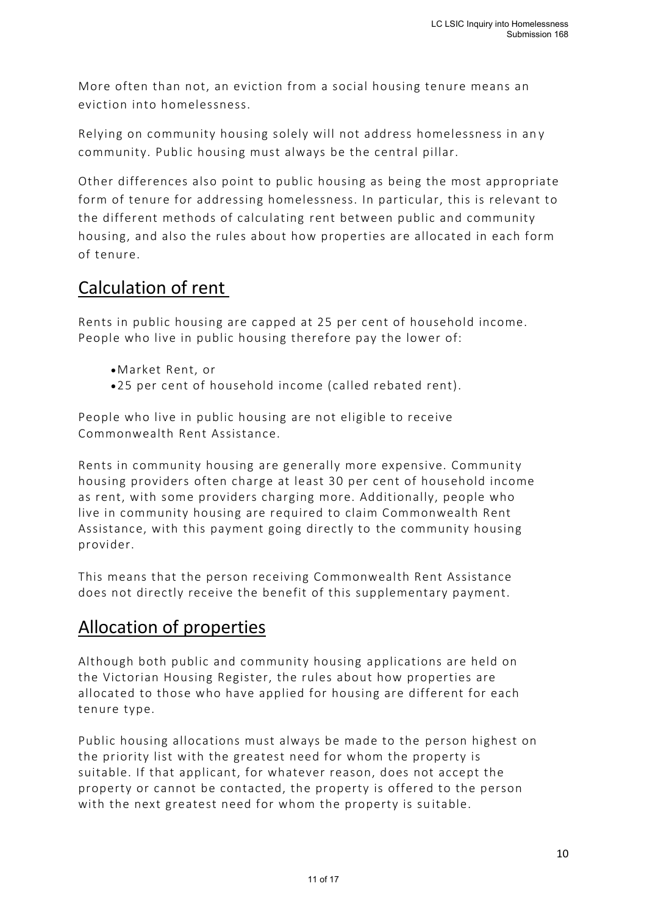More often than not, an eviction from a social housing tenure means an eviction into homelessness.

Relying on community housing solely will not address homelessness in any community. Public housing must always be the central pillar.

Other differences also point to public housing as being the most appropriate form of tenure for addressing homelessness. In particular, this is relevant to the different methods of calculating rent between public and community housing, and also the rules about how properties are allocated in each form of tenure.

## Calculation of rent

Rents in public housing are capped at 25 per cent of household income. People who live in public housing therefore pay the lower of:

- Market Rent, or
- 25 per cent of household income (called rebated rent).

People who live in public housing are not eligible to receive Commonwealth Rent Assistance.

Rents in community housing are generally more expensive. Community housing providers often charge at least 30 per cent of household income as rent, with some providers charging more. Additionally, people who live in community housing are required to claim Commonwealth Rent Assistance, with this payment going directly to the community housing provider.

This means that the person receiving Commonwealth Rent Assistance does not directly receive the benefit of this supplementary payment.

## Allocation of properties

Although both public and community housing applications are held on the Victorian Housing Register, the rules about how properties are allocated to those who have applied for housing are different for each tenure type.

Public housing allocations must always be made to the person highest on the priority list with the greatest need for whom the property is suitable. If that applicant, for whatever reason, does not accept the property or cannot be contacted, the property is offered to the person with the next greatest need for whom the property is suitable.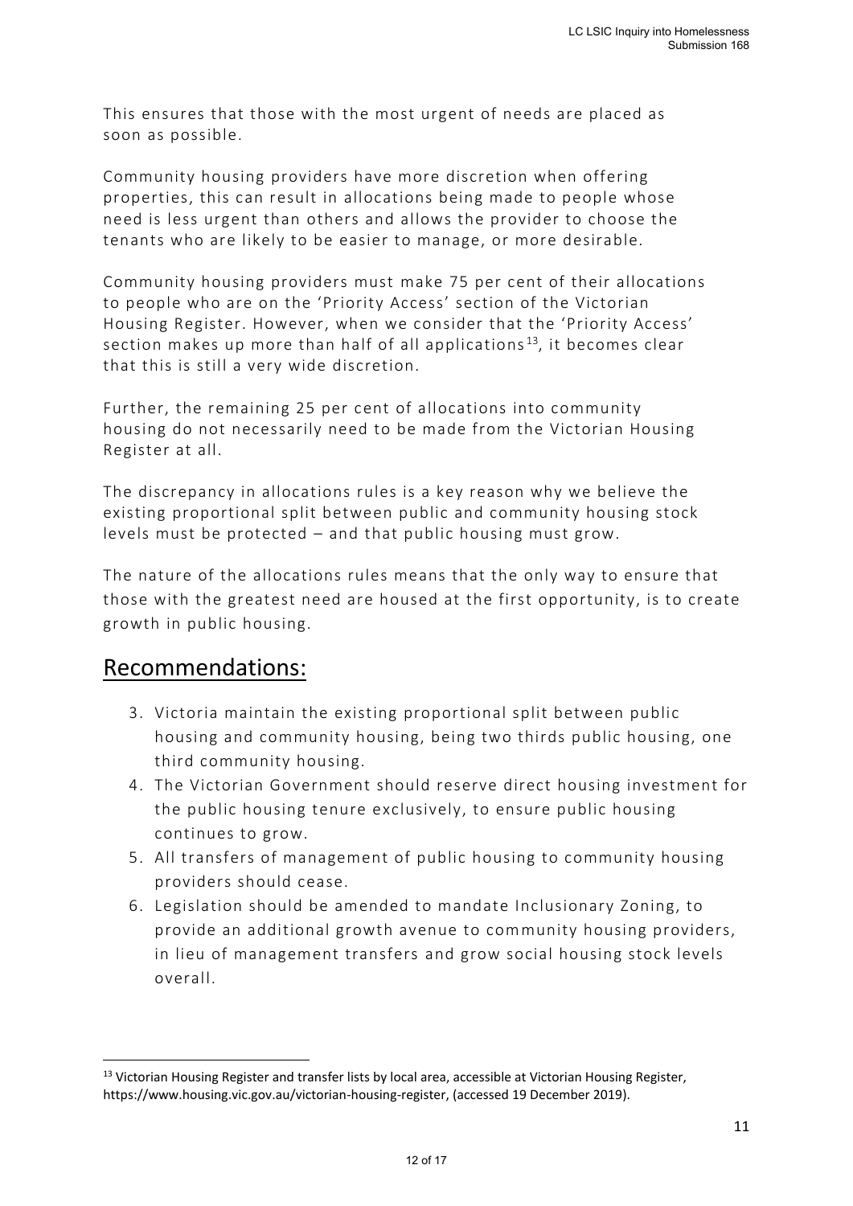This ensures that those with the most urgent of needs are placed as soon as possible.

Community housing providers have more discretion when offering properties, this can result in allocations being made to people whose need is less urgent than others and allows the provider to choose the tenants who are likely to be easier to manage, or more desirable.

Community housing providers must make 75 per cent of their allocations to people who are on the 'Priority Access' section of the Victorian Housing Register. However, when we consider that the 'Priority Access' section makes up more than half of all applications[13], it becomes clear that this is still a very wide discretion.

Further, the remaining 25 per cent of allocations into community housing do not necessarily need to be made from the Victorian Housing Register at all.

The discrepancy in allocations rules is a key reason why we believe the existing proportional split between public and community housing stock levels must be protected – and that public housing must grow.

The nature of the allocations rules means that the only way to ensure that those with the greatest need are housed at the first opportunity, is to create growth in public housing.

## Recommendations:

3. Victoria maintain the existing proportional split between public housing and community housing, being two thirds public housing, one third community housing.
4. The Victorian Government should reserve direct housing investment for the public housing tenure exclusively, to ensure public housing continues to grow.
5. All transfers of management of public housing to community housing providers should cease.
6. Legislation should be amended to mandate Inclusionary Zoning, to provide an additional growth avenue to community housing providers, in lieu of management transfers and grow social housing stock levels overall.

[13] Victorian Housing Register and transfer lists by local area, accessible at Victorian Housing Register, https://www.housing.vic.gov.au/victorian-housing-register, (accessed 19 December 2019).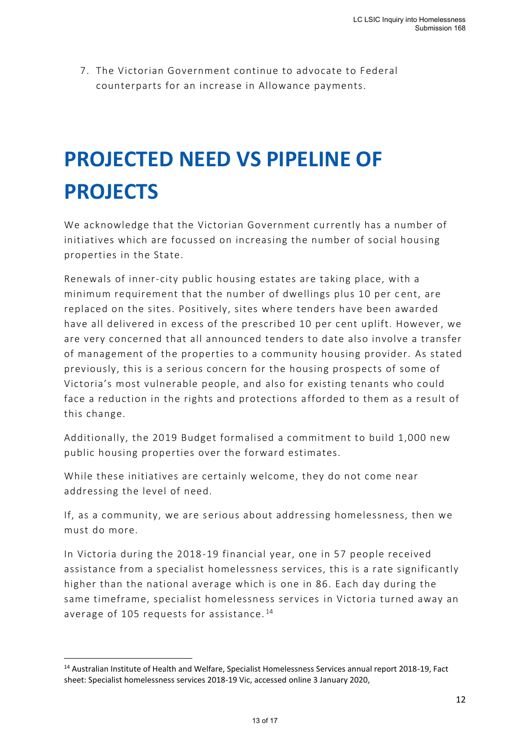7. The Victorian Government continue to advocate to Federal counterparts for an increase in Allowance payments.

# PROJECTED NEED VS PIPELINE OF PROJECTS

We acknowledge that the Victorian Government currently has a number of initiatives which are focussed on increasing the number of social housing properties in the State.

Renewals of inner-city public housing estates are taking place, with a minimum requirement that the number of dwellings plus 10 per cent, are replaced on the sites. Positively, sites where tenders have been awarded have all delivered in excess of the prescribed 10 per cent uplift. However, we are very concerned that all announced tenders to date also involve a transfer of management of the properties to a community housing provider. As stated previously, this is a serious concern for the housing prospects of some of Victoria's most vulnerable people, and also for existing tenants who could face a reduction in the rights and protections afforded to them as a result of this change.

Additionally, the 2019 Budget formalised a commitment to build 1,000 new public housing properties over the forward estimates.

While these initiatives are certainly welcome, they do not come near addressing the level of need.

If, as a community, we are serious about addressing homelessness, then we must do more.

In Victoria during the 2018-19 financial year, one in 57 people received assistance from a specialist homelessness services, this is a rate significantly higher than the national average which is one in 86. Each day during the same timeframe, specialist homelessness services in Victoria turned away an average of 105 requests for assistance.[14]

---

[14] Australian Institute of Health and Welfare, Specialist Homelessness Services annual report 2018-19, Fact sheet: Specialist homelessness services 2018-19 Vic, accessed online 3 January 2020,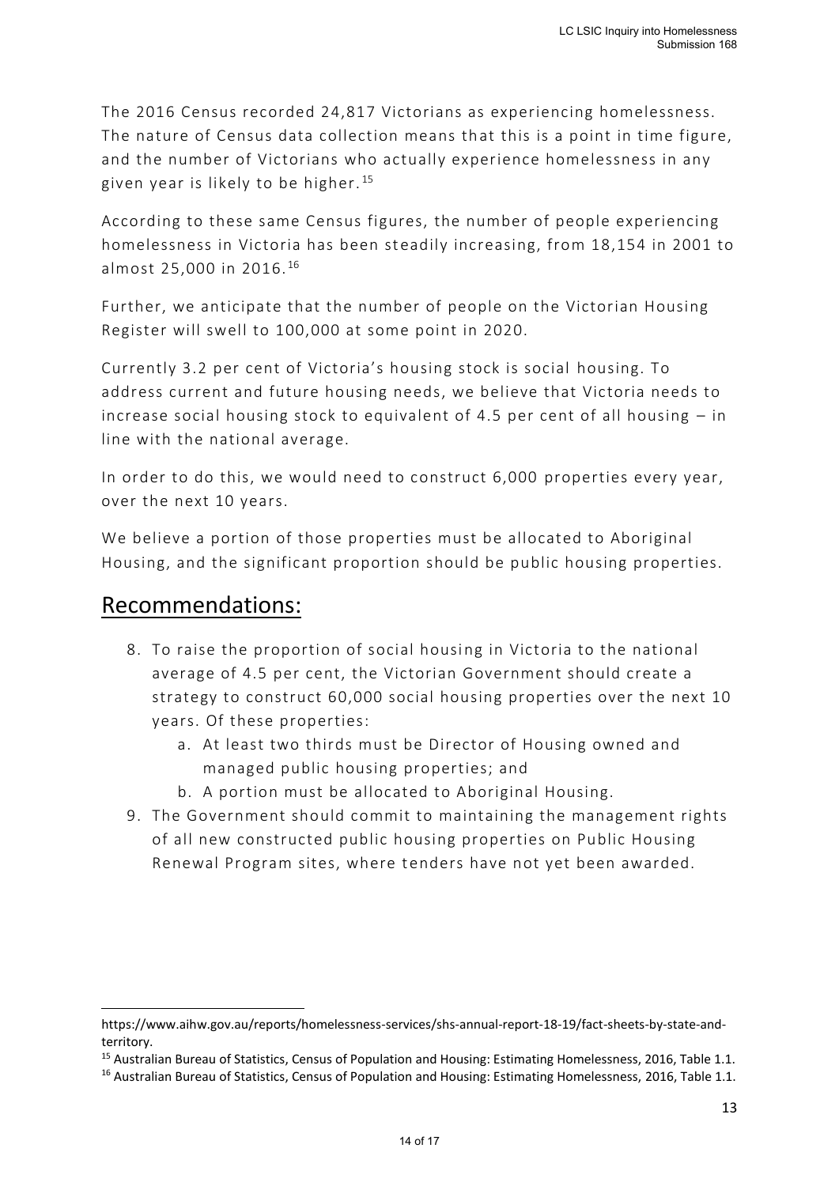The 2016 Census recorded 24,817 Victorians as experiencing homelessness. The nature of Census data collection means that this is a point in time figure, and the number of Victorians who actually experience homelessness in any given year is likely to be higher.[15]

According to these same Census figures, the number of people experiencing homelessness in Victoria has been steadily increasing, from 18,154 in 2001 to almost 25,000 in 2016.[16]

Further, we anticipate that the number of people on the Victorian Housing Register will swell to 100,000 at some point in 2020.

Currently 3.2 per cent of Victoria's housing stock is social housing. To address current and future housing needs, we believe that Victoria needs to increase social housing stock to equivalent of 4.5 per cent of all housing – in line with the national average.

In order to do this, we would need to construct 6,000 properties every year, over the next 10 years.

We believe a portion of those properties must be allocated to Aboriginal Housing, and the significant proportion should be public housing properties.

## Recommendations:

8. To raise the proportion of social housing in Victoria to the national average of 4.5 per cent, the Victorian Government should create a strategy to construct 60,000 social housing properties over the next 10 years. Of these properties:
    a. At least two thirds must be Director of Housing owned and managed public housing properties; and
    b. A portion must be allocated to Aboriginal Housing.
9. The Government should commit to maintaining the management rights of all new constructed public housing properties on Public Housing Renewal Program sites, where tenders have not yet been awarded.

---

https://www.aihw.gov.au/reports/homelessness-services/shs-annual-report-18-19/fact-sheets-by-state-and-territory.

[15] Australian Bureau of Statistics, Census of Population and Housing: Estimating Homelessness, 2016, Table 1.1.

[16] Australian Bureau of Statistics, Census of Population and Housing: Estimating Homelessness, 2016, Table 1.1.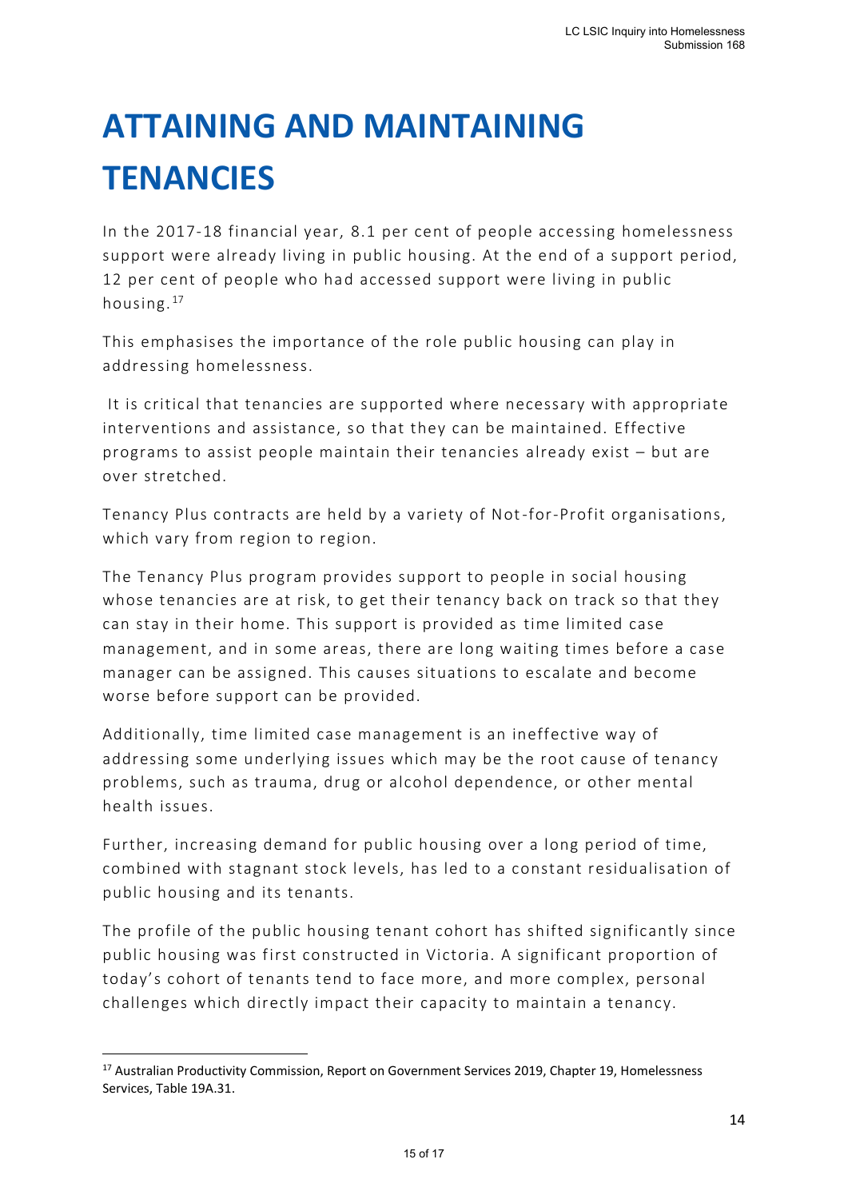# ATTAINING AND MAINTAINING TENANCIES

In the 2017-18 financial year, 8.1 per cent of people accessing homelessness support were already living in public housing. At the end of a support period, 12 per cent of people who had accessed support were living in public housing.[17]

This emphasises the importance of the role public housing can play in addressing homelessness.

It is critical that tenancies are supported where necessary with appropriate interventions and assistance, so that they can be maintained. Effective programs to assist people maintain their tenancies already exist – but are over stretched.

Tenancy Plus contracts are held by a variety of Not-for-Profit organisations, which vary from region to region.

The Tenancy Plus program provides support to people in social housing whose tenancies are at risk, to get their tenancy back on track so that they can stay in their home. This support is provided as time limited case management, and in some areas, there are long waiting times before a case manager can be assigned. This causes situations to escalate and become worse before support can be provided.

Additionally, time limited case management is an ineffective way of addressing some underlying issues which may be the root cause of tenancy problems, such as trauma, drug or alcohol dependence, or other mental health issues.

Further, increasing demand for public housing over a long period of time, combined with stagnant stock levels, has led to a constant residualisation of public housing and its tenants.

The profile of the public housing tenant cohort has shifted significantly since public housing was first constructed in Victoria. A significant proportion of today's cohort of tenants tend to face more, and more complex, personal challenges which directly impact their capacity to maintain a tenancy.

[17] Australian Productivity Commission, Report on Government Services 2019, Chapter 19, Homelessness Services, Table 19A.31.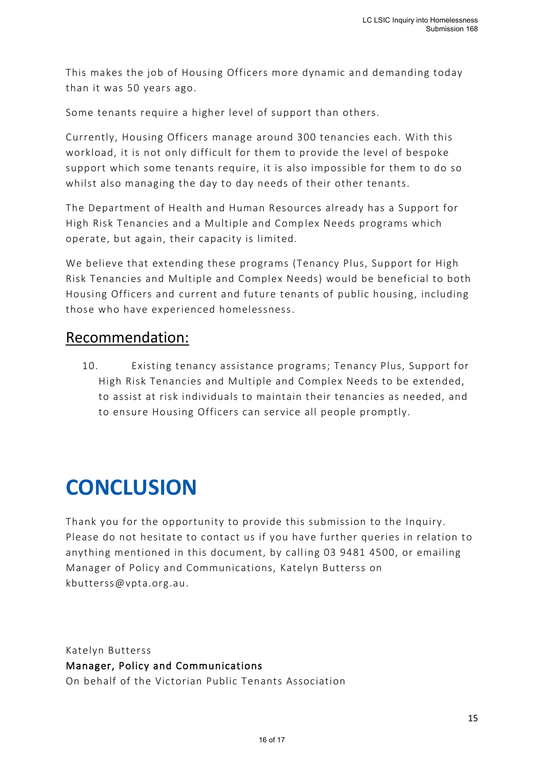This makes the job of Housing Officers more dynamic and demanding today than it was 50 years ago.

Some tenants require a higher level of support than others.

Currently, Housing Officers manage around 300 tenancies each. With this workload, it is not only difficult for them to provide the level of bespoke support which some tenants require, it is also impossible for them to do so whilst also managing the day to day needs of their other tenants.

The Department of Health and Human Resources already has a Support for High Risk Tenancies and a Multiple and Complex Needs programs which operate, but again, their capacity is limited.

We believe that extending these programs (Tenancy Plus, Support for High Risk Tenancies and Multiple and Complex Needs) would be beneficial to both Housing Officers and current and future tenants of public housing, including those who have experienced homelessness.

## Recommendation:

10. Existing tenancy assistance programs; Tenancy Plus, Support for High Risk Tenancies and Multiple and Complex Needs to be extended, to assist at risk individuals to maintain their tenancies as needed, and to ensure Housing Officers can service all people promptly.

# CONCLUSION

Thank you for the opportunity to provide this submission to the Inquiry. Please do not hesitate to contact us if you have further queries in relation to anything mentioned in this document, by calling 03 9481 4500, or emailing Manager of Policy and Communications, Katelyn Butterss on kbutterss@vpta.org.au.

Katelyn Butterss
Manager, Policy and Communications
On behalf of the Victorian Public Tenants Association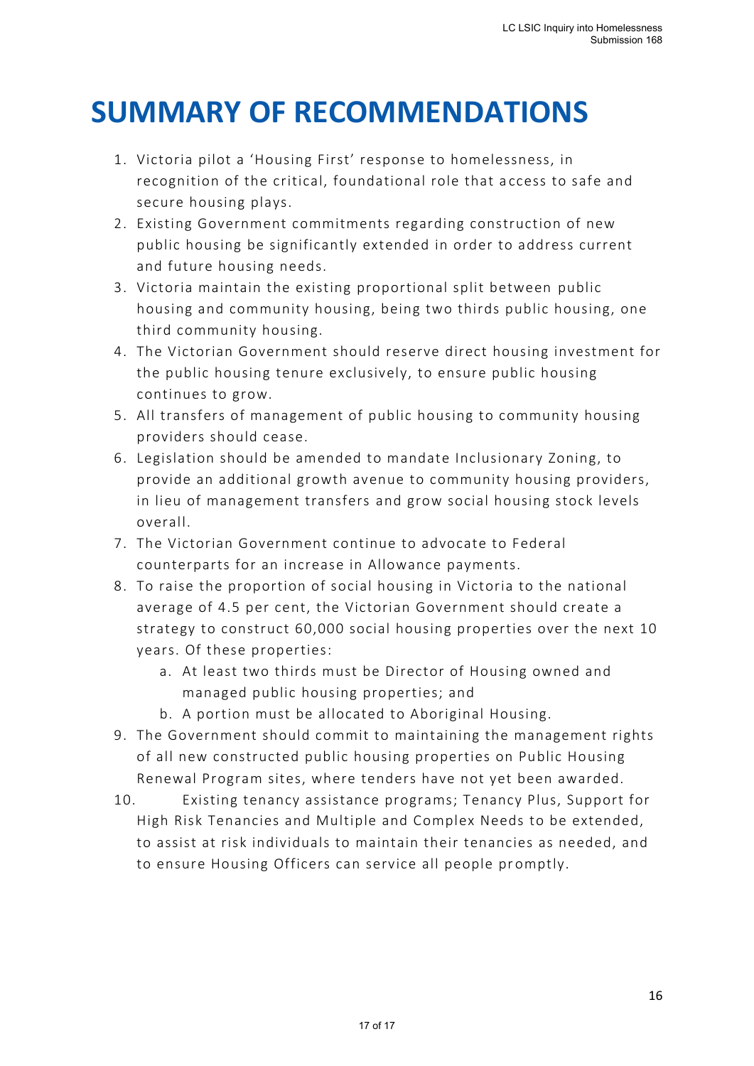# SUMMARY OF RECOMMENDATIONS

1. Victoria pilot a 'Housing First' response to homelessness, in recognition of the critical, foundational role that access to safe and secure housing plays.
2. Existing Government commitments regarding construction of new public housing be significantly extended in order to address current and future housing needs.
3. Victoria maintain the existing proportional split between public housing and community housing, being two thirds public housing, one third community housing.
4. The Victorian Government should reserve direct housing investment for the public housing tenure exclusively, to ensure public housing continues to grow.
5. All transfers of management of public housing to community housing providers should cease.
6. Legislation should be amended to mandate Inclusionary Zoning, to provide an additional growth avenue to community housing providers, in lieu of management transfers and grow social housing stock levels overall.
7. The Victorian Government continue to advocate to Federal counterparts for an increase in Allowance payments.
8. To raise the proportion of social housing in Victoria to the national average of 4.5 per cent, the Victorian Government should create a strategy to construct 60,000 social housing properties over the next 10 years. Of these properties:
   a. At least two thirds must be Director of Housing owned and managed public housing properties; and
   b. A portion must be allocated to Aboriginal Housing.
9. The Government should commit to maintaining the management rights of all new constructed public housing properties on Public Housing Renewal Program sites, where tenders have not yet been awarded.
10. Existing tenancy assistance programs; Tenancy Plus, Support for High Risk Tenancies and Multiple and Complex Needs to be extended, to assist at risk individuals to maintain their tenancies as needed, and to ensure Housing Officers can service all people promptly.